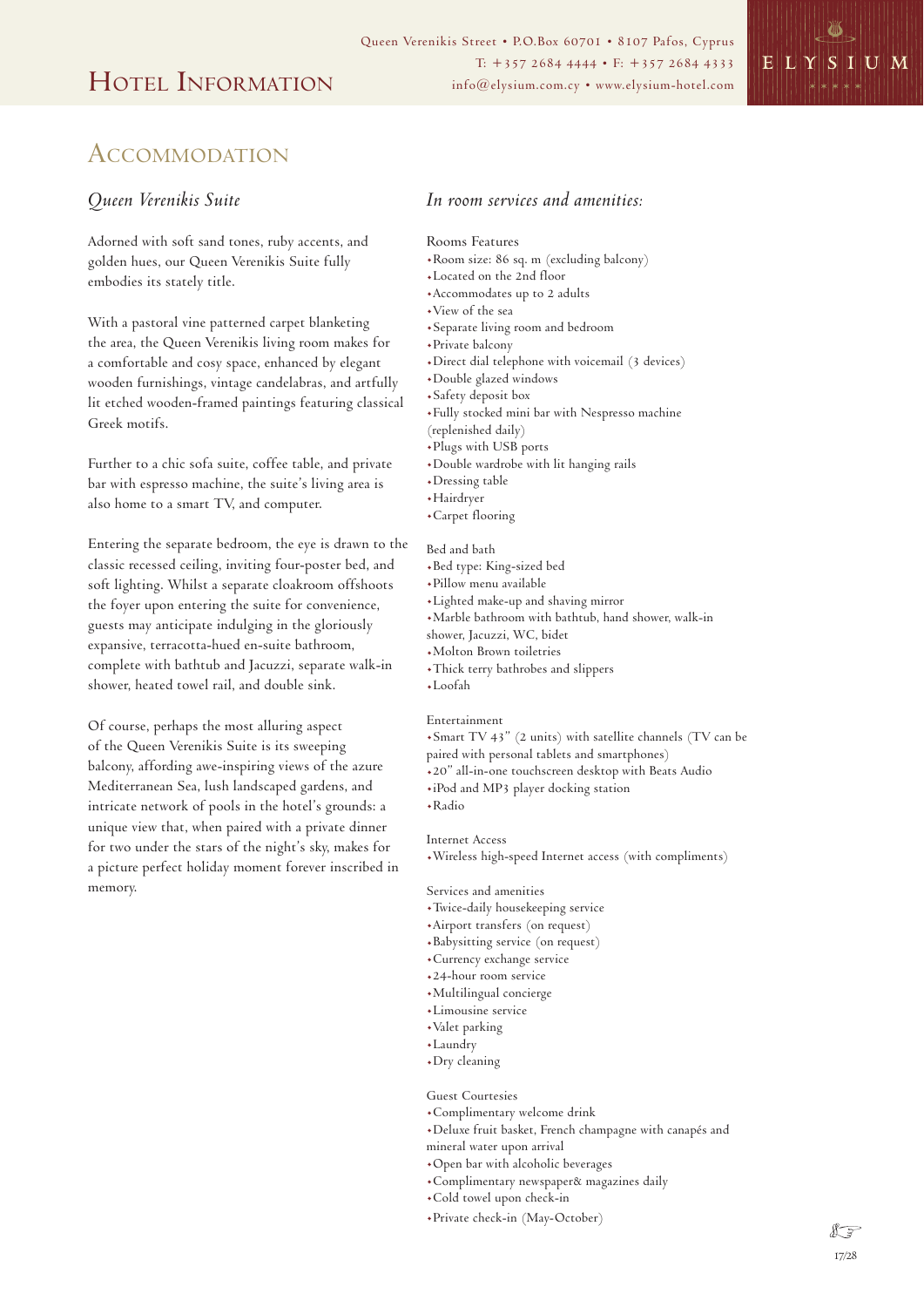# Hotel Information

Queen Verenikis Street • P.O.Box 60701 • 8107 Pafos, Cyprus
T: +357 2684 4444 • F: +357 2684 4333
info@elysium.com.cy • www.elysium-hotel.com

ELYSIUM

## Accommodation

### *Queen Verenikis Suite*

Adorned with soft sand tones, ruby accents, and golden hues, our Queen Verenikis Suite fully embodies its stately title.

With a pastoral vine patterned carpet blanketing the area, the Queen Verenikis living room makes for a comfortable and cosy space, enhanced by elegant wooden furnishings, vintage candelabras, and artfully lit etched wooden-framed paintings featuring classical Greek motifs.

Further to a chic sofa suite, coffee table, and private bar with espresso machine, the suite's living area is also home to a smart TV, and computer.

Entering the separate bedroom, the eye is drawn to the classic recessed ceiling, inviting four-poster bed, and soft lighting. Whilst a separate cloakroom offshoots the foyer upon entering the suite for convenience, guests may anticipate indulging in the gloriously expansive, terracotta-hued en-suite bathroom, complete with bathtub and Jacuzzi, separate walk-in shower, heated towel rail, and double sink.

Of course, perhaps the most alluring aspect of the Queen Verenikis Suite is its sweeping balcony, affording awe-inspiring views of the azure Mediterranean Sea, lush landscaped gardens, and intricate network of pools in the hotel's grounds: a unique view that, when paired with a private dinner for two under the stars of the night's sky, makes for a picture perfect holiday moment forever inscribed in memory.

### *In room services and amenities:*

Rooms Features

- Room size: 86 sq. m (excluding balcony)
- Located on the 2nd floor
- Accommodates up to 2 adults
- View of the sea
- Separate living room and bedroom
- Private balcony
- Direct dial telephone with voicemail (3 devices)
- Double glazed windows
- Safety deposit box
- Fully stocked mini bar with Nespresso machine (replenished daily)
- Plugs with USB ports
- Double wardrobe with lit hanging rails
- Dressing table
- Hairdryer
- Carpet flooring

Bed and bath

- Bed type: King-sized bed
- Pillow menu available
- Lighted make-up and shaving mirror
- Marble bathroom with bathtub, hand shower, walk-in shower, Jacuzzi, WC, bidet
- Molton Brown toiletries
- Thick terry bathrobes and slippers
- Loofah

Entertainment

- Smart TV 43" (2 units) with satellite channels (TV can be paired with personal tablets and smartphones)
- 20" all-in-one touchscreen desktop with Beats Audio
- iPod and MP3 player docking station
- Radio

Internet Access

- Wireless high-speed Internet access (with compliments)

Services and amenities

- Twice-daily housekeeping service
- Airport transfers (on request)
- Babysitting service (on request)
- Currency exchange service
- 24-hour room service
- Multilingual concierge
- Limousine service
- Valet parking
- Laundry
- Dry cleaning

Guest Courtesies

- Complimentary welcome drink
- Deluxe fruit basket, French champagne with canapés and mineral water upon arrival
- Open bar with alcoholic beverages
- Complimentary newspaper& magazines daily
- Cold towel upon check-in
- Private check-in (May-October)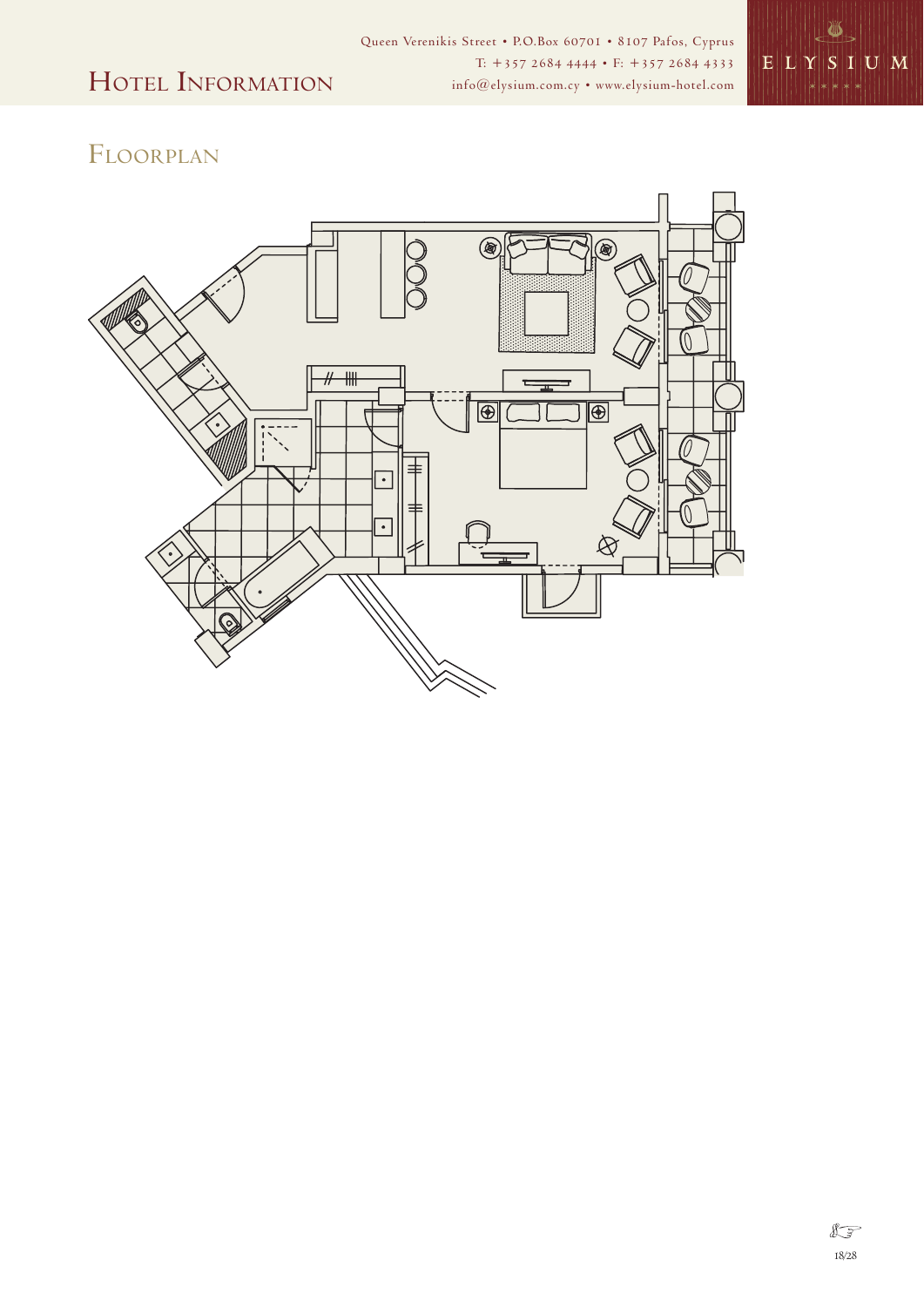# Hotel Information

Queen Verenikis Street • P.O.Box 60701 • 8107 Pafos, Cyprus
T: +357 2684 4444 • F: +357 2684 4333
info@elysium.com.cy • www.elysium-hotel.com

## Floorplan